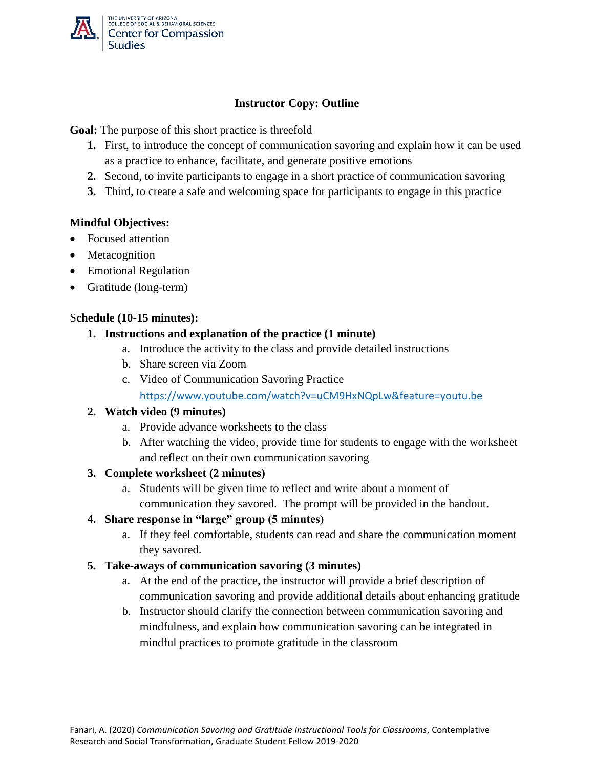THE UNIVERSITY OF ARIZONA
COLLEGE OF SOCIAL & BEHAVIORAL SCIENCES
Center for Compassion Studies

## Instructor Copy: Outline

**Goal:** The purpose of this short practice is threefold

1. First, to introduce the concept of communication savoring and explain how it can be used as a practice to enhance, facilitate, and generate positive emotions
2. Second, to invite participants to engage in a short practice of communication savoring
3. Third, to create a safe and welcoming space for participants to engage in this practice

**Mindful Objectives:**

- Focused attention
- Metacognition
- Emotional Regulation
- Gratitude (long-term)

**Schedule (10-15 minutes):**

1. **Instructions and explanation of the practice (1 minute)**
   a. Introduce the activity to the class and provide detailed instructions
   b. Share screen via Zoom
   c. Video of Communication Savoring Practice
   https://www.youtube.com/watch?v=uCM9HxNQpLw&feature=youtu.be
2. **Watch video (9 minutes)**
   a. Provide advance worksheets to the class
   b. After watching the video, provide time for students to engage with the worksheet and reflect on their own communication savoring
3. **Complete worksheet (2 minutes)**
   a. Students will be given time to reflect and write about a moment of communication they savored. The prompt will be provided in the handout.
4. **Share response in "large" group (5 minutes)**
   a. If they feel comfortable, students can read and share the communication moment they savored.
5. **Take-aways of communication savoring (3 minutes)**
   a. At the end of the practice, the instructor will provide a brief description of communication savoring and provide additional details about enhancing gratitude
   b. Instructor should clarify the connection between communication savoring and mindfulness, and explain how communication savoring can be integrated in mindful practices to promote gratitude in the classroom

Fanari, A. (2020) *Communication Savoring and Gratitude Instructional Tools for Classrooms*, Contemplative Research and Social Transformation, Graduate Student Fellow 2019-2020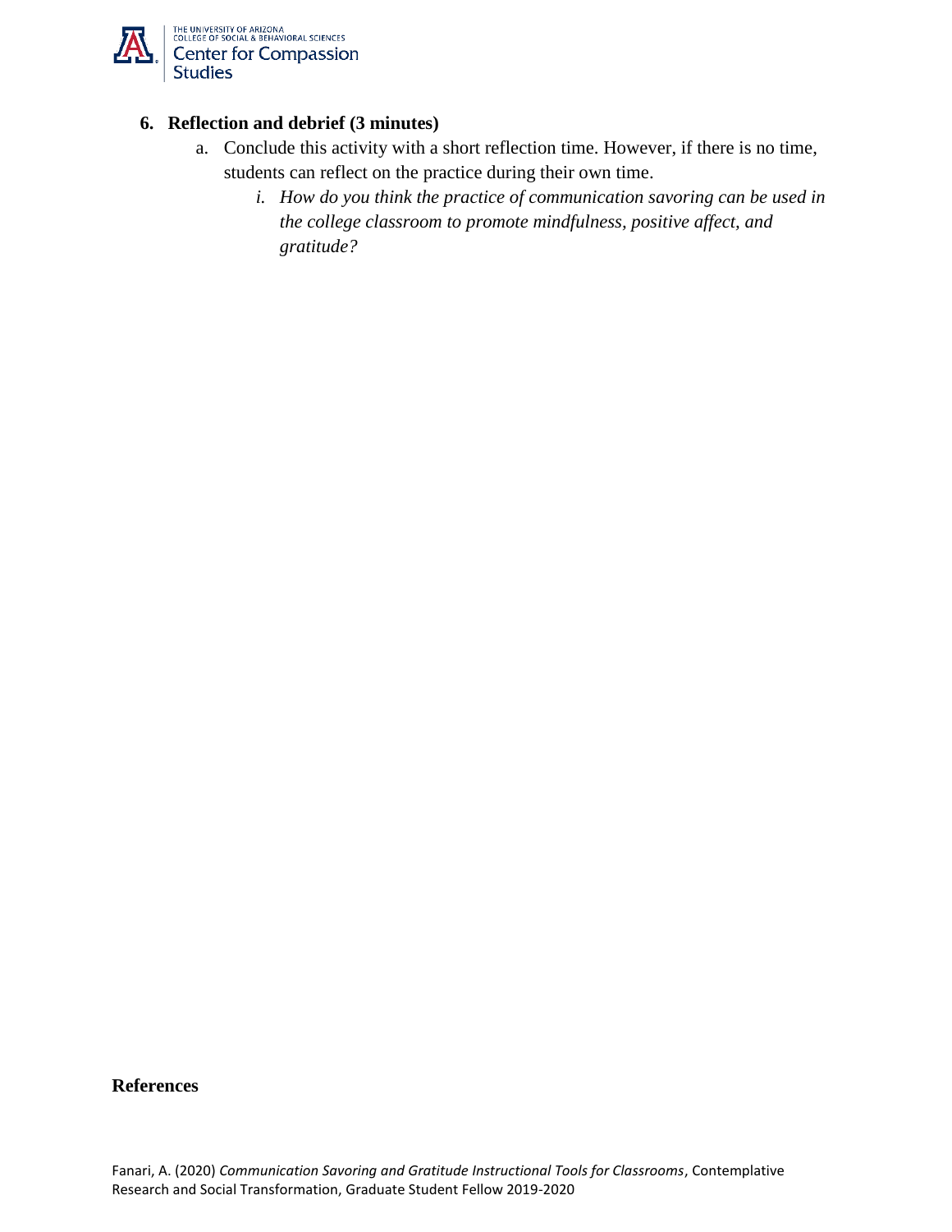6. **Reflection and debrief (3 minutes)**
   a. Conclude this activity with a short reflection time. However, if there is no time, students can reflect on the practice during their own time.
      i. *How do you think the practice of communication savoring can be used in the college classroom to promote mindfulness, positive affect, and gratitude?*

**References**

Fanari, A. (2020) *Communication Savoring and Gratitude Instructional Tools for Classrooms*, Contemplative Research and Social Transformation, Graduate Student Fellow 2019-2020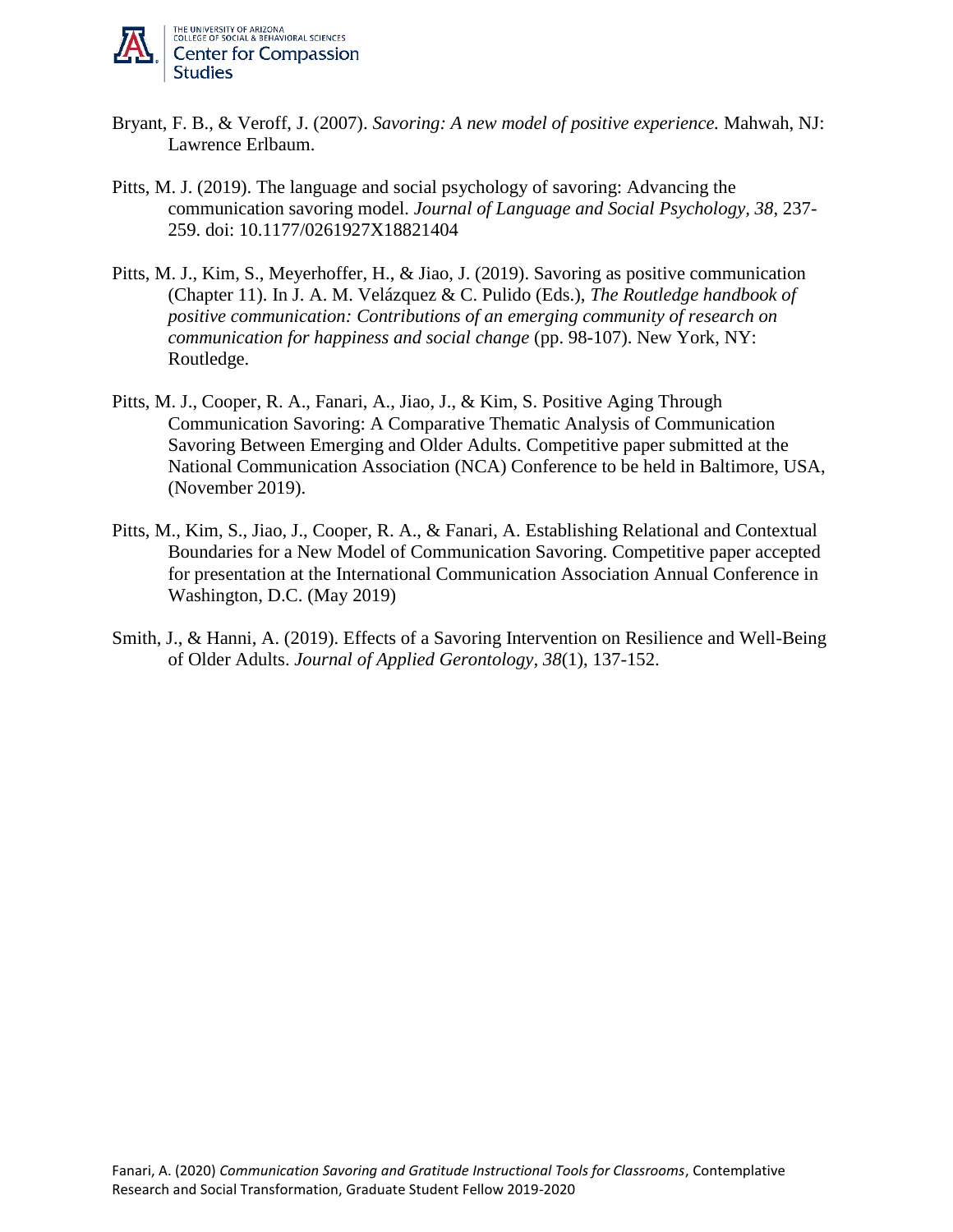Bryant, F. B., & Veroff, J. (2007). *Savoring: A new model of positive experience.* Mahwah, NJ: Lawrence Erlbaum.

Pitts, M. J. (2019). The language and social psychology of savoring: Advancing the communication savoring model. *Journal of Language and Social Psychology, 38*, 237-259. doi: 10.1177/0261927X18821404

Pitts, M. J., Kim, S., Meyerhoffer, H., & Jiao, J. (2019). Savoring as positive communication (Chapter 11). In J. A. M. Velázquez & C. Pulido (Eds.), *The Routledge handbook of positive communication: Contributions of an emerging community of research on communication for happiness and social change* (pp. 98-107). New York, NY: Routledge.

Pitts, M. J., Cooper, R. A., Fanari, A., Jiao, J., & Kim, S. Positive Aging Through Communication Savoring: A Comparative Thematic Analysis of Communication Savoring Between Emerging and Older Adults. Competitive paper submitted at the National Communication Association (NCA) Conference to be held in Baltimore, USA, (November 2019).

Pitts, M., Kim, S., Jiao, J., Cooper, R. A., & Fanari, A. Establishing Relational and Contextual Boundaries for a New Model of Communication Savoring. Competitive paper accepted for presentation at the International Communication Association Annual Conference in Washington, D.C. (May 2019)

Smith, J., & Hanni, A. (2019). Effects of a Savoring Intervention on Resilience and Well-Being of Older Adults. *Journal of Applied Gerontology, 38*(1), 137-152.